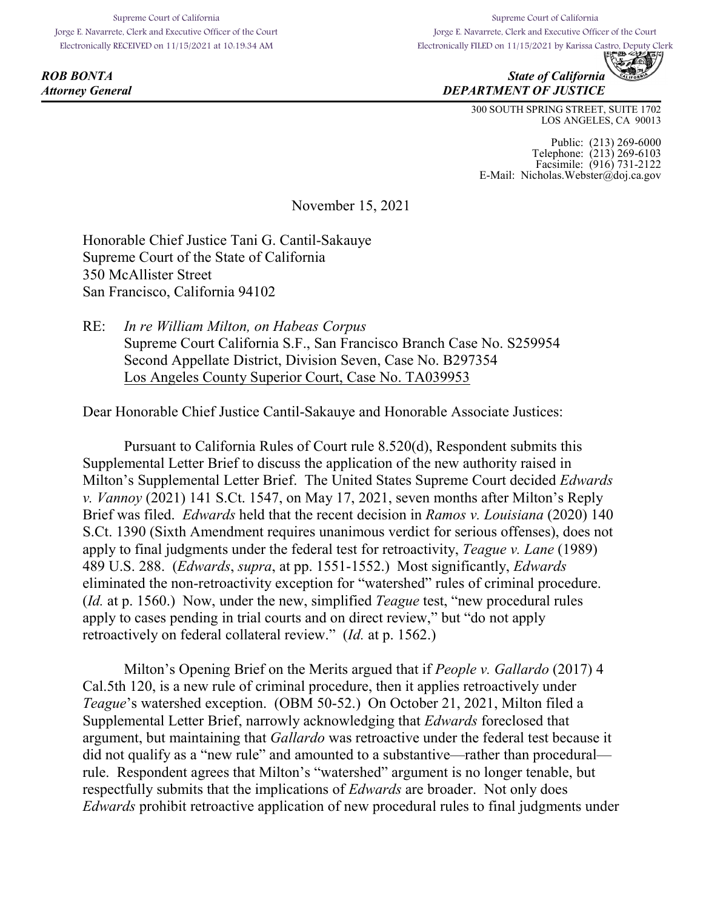Supreme Court of California
Jorge E. Navarrete, Clerk and Executive Officer of the Court
Electronically RECEIVED on 11/15/2021 at 10:19:34 AM

Supreme Court of California
Jorge E. Navarrete, Clerk and Executive Officer of the Court
Electronically FILED on 11/15/2021 by Karissa Castro, Deputy Clerk

***ROB BONTA***
***Attorney General***

***State of California***
***DEPARTMENT OF JUSTICE***

300 SOUTH SPRING STREET, SUITE 1702
LOS ANGELES, CA 90013

Public: (213) 269-6000
Telephone: (213) 269-6103
Facsimile: (916) 731-2122
E-Mail: Nicholas.Webster@doj.ca.gov

November 15, 2021

Honorable Chief Justice Tani G. Cantil-Sakauye
Supreme Court of the State of California
350 McAllister Street
San Francisco, California 94102

RE: *In re William Milton, on Habeas Corpus*
Supreme Court California S.F., San Francisco Branch Case No. S259954
Second Appellate District, Division Seven, Case No. B297354
Los Angeles County Superior Court, Case No. TA039953

Dear Honorable Chief Justice Cantil-Sakauye and Honorable Associate Justices:

Pursuant to California Rules of Court rule 8.520(d), Respondent submits this Supplemental Letter Brief to discuss the application of the new authority raised in Milton's Supplemental Letter Brief. The United States Supreme Court decided *Edwards v. Vannoy* (2021) 141 S.Ct. 1547, on May 17, 2021, seven months after Milton's Reply Brief was filed. *Edwards* held that the recent decision in *Ramos v. Louisiana* (2020) 140 S.Ct. 1390 (Sixth Amendment requires unanimous verdict for serious offenses), does not apply to final judgments under the federal test for retroactivity, *Teague v. Lane* (1989) 489 U.S. 288. (*Edwards*, *supra*, at pp. 1551-1552.) Most significantly, *Edwards* eliminated the non-retroactivity exception for "watershed" rules of criminal procedure. (*Id.* at p. 1560.) Now, under the new, simplified *Teague* test, "new procedural rules apply to cases pending in trial courts and on direct review," but "do not apply retroactively on federal collateral review." (*Id.* at p. 1562.)

Milton's Opening Brief on the Merits argued that if *People v. Gallardo* (2017) 4 Cal.5th 120, is a new rule of criminal procedure, then it applies retroactively under *Teague*'s watershed exception. (OBM 50-52.) On October 21, 2021, Milton filed a Supplemental Letter Brief, narrowly acknowledging that *Edwards* foreclosed that argument, but maintaining that *Gallardo* was retroactive under the federal test because it did not qualify as a "new rule" and amounted to a substantive—rather than procedural—rule. Respondent agrees that Milton's "watershed" argument is no longer tenable, but respectfully submits that the implications of *Edwards* are broader. Not only does *Edwards* prohibit retroactive application of new procedural rules to final judgments under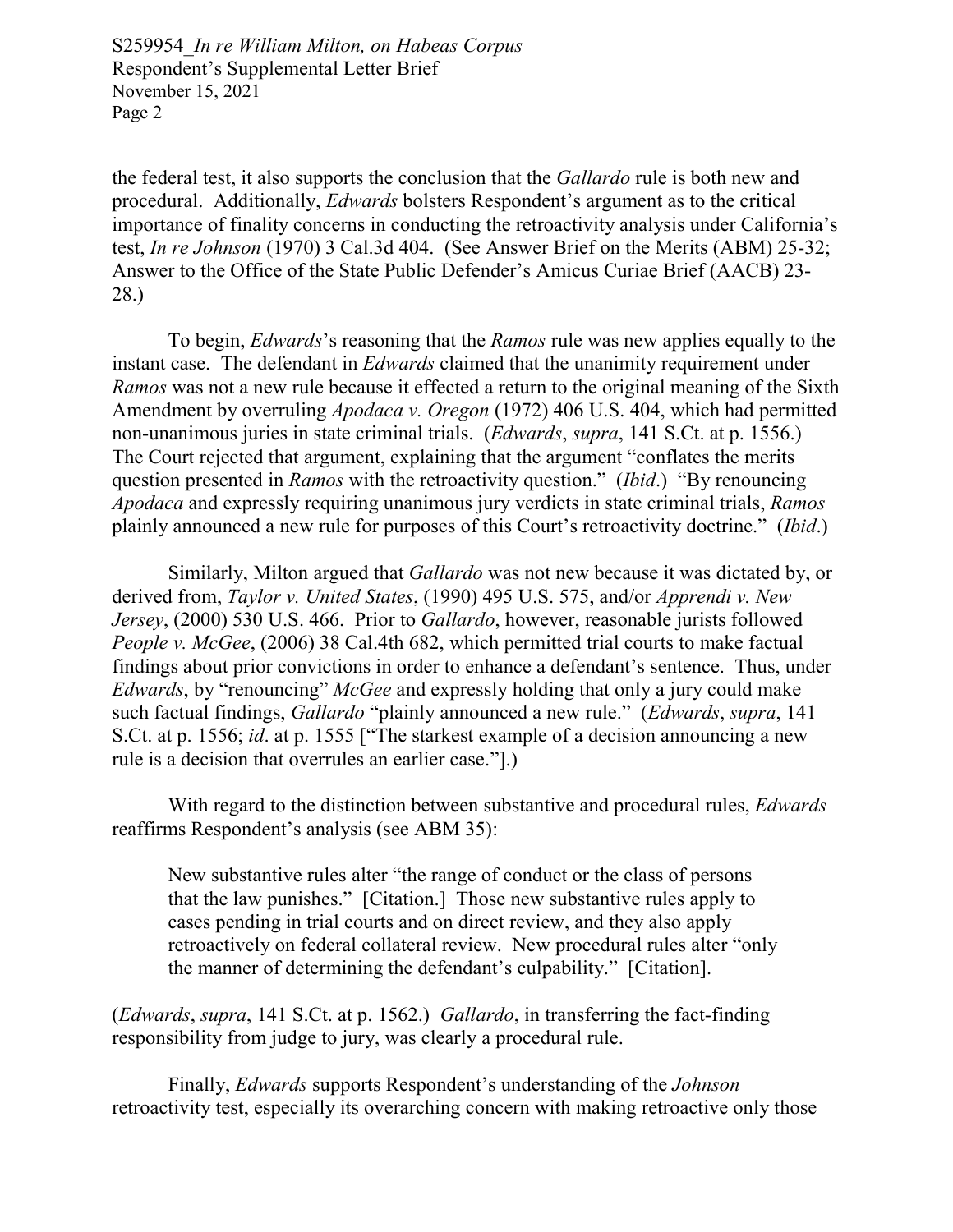the federal test, it also supports the conclusion that the *Gallardo* rule is both new and procedural. Additionally, *Edwards* bolsters Respondent's argument as to the critical importance of finality concerns in conducting the retroactivity analysis under California's test, *In re Johnson* (1970) 3 Cal.3d 404. (See Answer Brief on the Merits (ABM) 25-32; Answer to the Office of the State Public Defender's Amicus Curiae Brief (AACB) 23-28.)

To begin, *Edwards*'s reasoning that the *Ramos* rule was new applies equally to the instant case. The defendant in *Edwards* claimed that the unanimity requirement under *Ramos* was not a new rule because it effected a return to the original meaning of the Sixth Amendment by overruling *Apodaca v. Oregon* (1972) 406 U.S. 404, which had permitted non-unanimous juries in state criminal trials. (*Edwards*, *supra*, 141 S.Ct. at p. 1556.) The Court rejected that argument, explaining that the argument "conflates the merits question presented in *Ramos* with the retroactivity question." (*Ibid*.) "By renouncing *Apodaca* and expressly requiring unanimous jury verdicts in state criminal trials, *Ramos* plainly announced a new rule for purposes of this Court's retroactivity doctrine." (*Ibid*.)

Similarly, Milton argued that *Gallardo* was not new because it was dictated by, or derived from, *Taylor v. United States*, (1990) 495 U.S. 575, and/or *Apprendi v. New Jersey*, (2000) 530 U.S. 466. Prior to *Gallardo*, however, reasonable jurists followed *People v. McGee*, (2006) 38 Cal.4th 682, which permitted trial courts to make factual findings about prior convictions in order to enhance a defendant's sentence. Thus, under *Edwards*, by "renouncing" *McGee* and expressly holding that only a jury could make such factual findings, *Gallardo* "plainly announced a new rule." (*Edwards*, *supra*, 141 S.Ct. at p. 1556; *id*. at p. 1555 ["The starkest example of a decision announcing a new rule is a decision that overrules an earlier case."].)

With regard to the distinction between substantive and procedural rules, *Edwards* reaffirms Respondent's analysis (see ABM 35):

> New substantive rules alter "the range of conduct or the class of persons that the law punishes." [Citation.] Those new substantive rules apply to cases pending in trial courts and on direct review, and they also apply retroactively on federal collateral review. New procedural rules alter "only the manner of determining the defendant's culpability." [Citation].

(*Edwards*, *supra*, 141 S.Ct. at p. 1562.) *Gallardo*, in transferring the fact-finding responsibility from judge to jury, was clearly a procedural rule.

Finally, *Edwards* supports Respondent's understanding of the *Johnson* retroactivity test, especially its overarching concern with making retroactive only those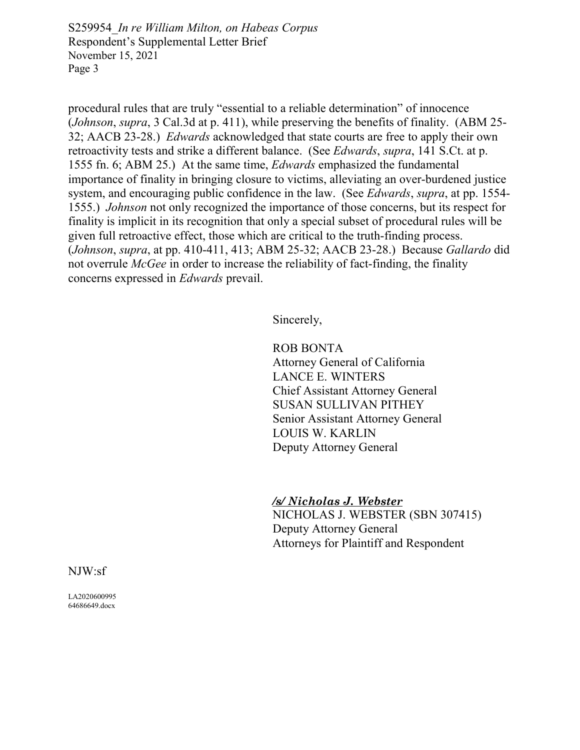procedural rules that are truly "essential to a reliable determination" of innocence (*Johnson*, *supra*, 3 Cal.3d at p. 411), while preserving the benefits of finality. (ABM 25-32; AACB 23-28.) *Edwards* acknowledged that state courts are free to apply their own retroactivity tests and strike a different balance. (See *Edwards*, *supra*, 141 S.Ct. at p. 1555 fn. 6; ABM 25.) At the same time, *Edwards* emphasized the fundamental importance of finality in bringing closure to victims, alleviating an over-burdened justice system, and encouraging public confidence in the law. (See *Edwards*, *supra*, at pp. 1554-1555.) *Johnson* not only recognized the importance of those concerns, but its respect for finality is implicit in its recognition that only a special subset of procedural rules will be given full retroactive effect, those which are critical to the truth-finding process. (*Johnson*, *supra*, at pp. 410-411, 413; ABM 25-32; AACB 23-28.) Because *Gallardo* did not overrule *McGee* in order to increase the reliability of fact-finding, the finality concerns expressed in *Edwards* prevail.

Sincerely,

ROB BONTA
Attorney General of California
LANCE E. WINTERS
Chief Assistant Attorney General
SUSAN SULLIVAN PITHEY
Senior Assistant Attorney General
LOUIS W. KARLIN
Deputy Attorney General

***/s/ Nicholas J. Webster***
NICHOLAS J. WEBSTER (SBN 307415)
Deputy Attorney General
Attorneys for Plaintiff and Respondent

NJW:sf

LA2020600995
64686649.docx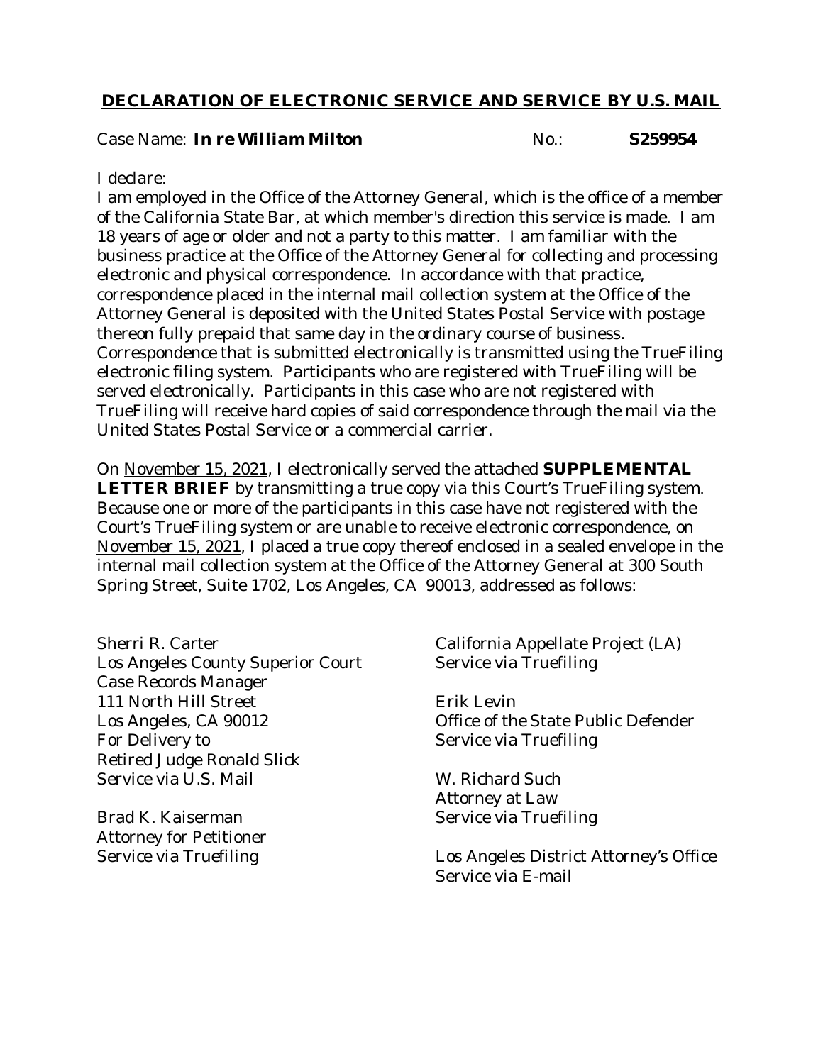## DECLARATION OF ELECTRONIC SERVICE AND SERVICE BY U.S. MAIL

Case Name: ***In re William Milton*** No.: **S259954**

I declare:

I am employed in the Office of the Attorney General, which is the office of a member of the California State Bar, at which member's direction this service is made. I am 18 years of age or older and not a party to this matter. I am familiar with the business practice at the Office of the Attorney General for collecting and processing electronic and physical correspondence. In accordance with that practice, correspondence placed in the internal mail collection system at the Office of the Attorney General is deposited with the United States Postal Service with postage thereon fully prepaid that same day in the ordinary course of business. Correspondence that is submitted electronically is transmitted using the TrueFiling electronic filing system. Participants who are registered with TrueFiling will be served electronically. Participants in this case who are not registered with TrueFiling will receive hard copies of said correspondence through the mail via the United States Postal Service or a commercial carrier.

On November 15, 2021, I electronically served the attached **SUPPLEMENTAL LETTER BRIEF** by transmitting a true copy via this Court's TrueFiling system. Because one or more of the participants in this case have not registered with the Court's TrueFiling system or are unable to receive electronic correspondence, on November 15, 2021, I placed a true copy thereof enclosed in a sealed envelope in the internal mail collection system at the Office of the Attorney General at 300 South Spring Street, Suite 1702, Los Angeles, CA 90013, addressed as follows:

Sherri R. Carter
Los Angeles County Superior Court
Case Records Manager
111 North Hill Street
Los Angeles, CA 90012
For Delivery to
Retired Judge Ronald Slick
Service via U.S. Mail

Brad K. Kaiserman
Attorney for Petitioner
Service via Truefiling

California Appellate Project (LA)
Service via Truefiling

Erik Levin
Office of the State Public Defender
Service via Truefiling

W. Richard Such
Attorney at Law
Service via Truefiling

Los Angeles District Attorney's Office
Service via E-mail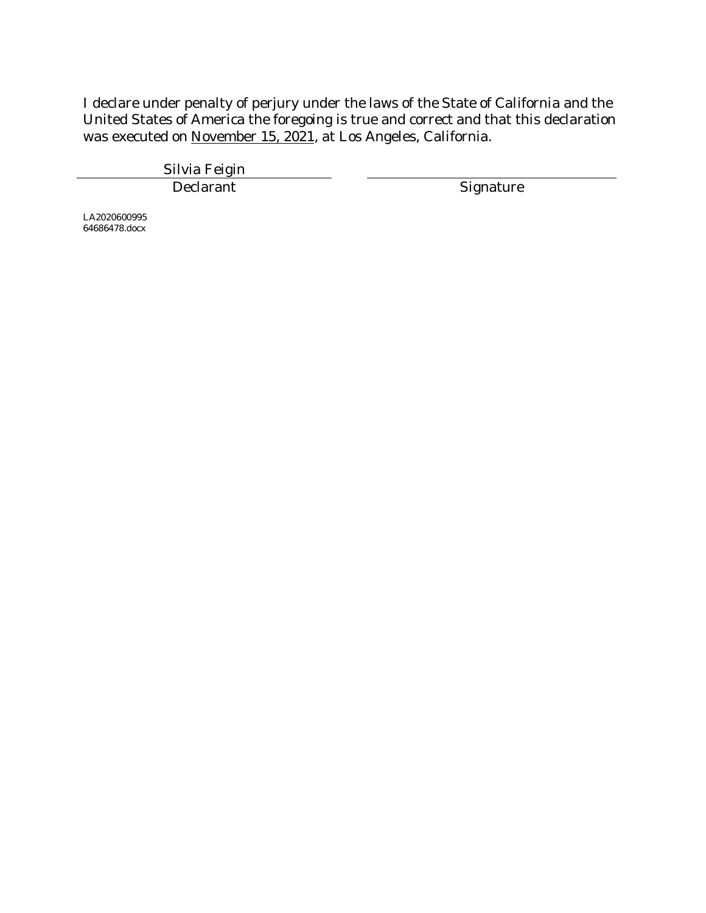I declare under penalty of perjury under the laws of the State of California and the United States of America the foregoing is true and correct and that this declaration was executed on November 15, 2021, at Los Angeles, California.

| Silvia Feigin | |
|---|---|
| Declarant | Signature |

LA2020600995
64686478.docx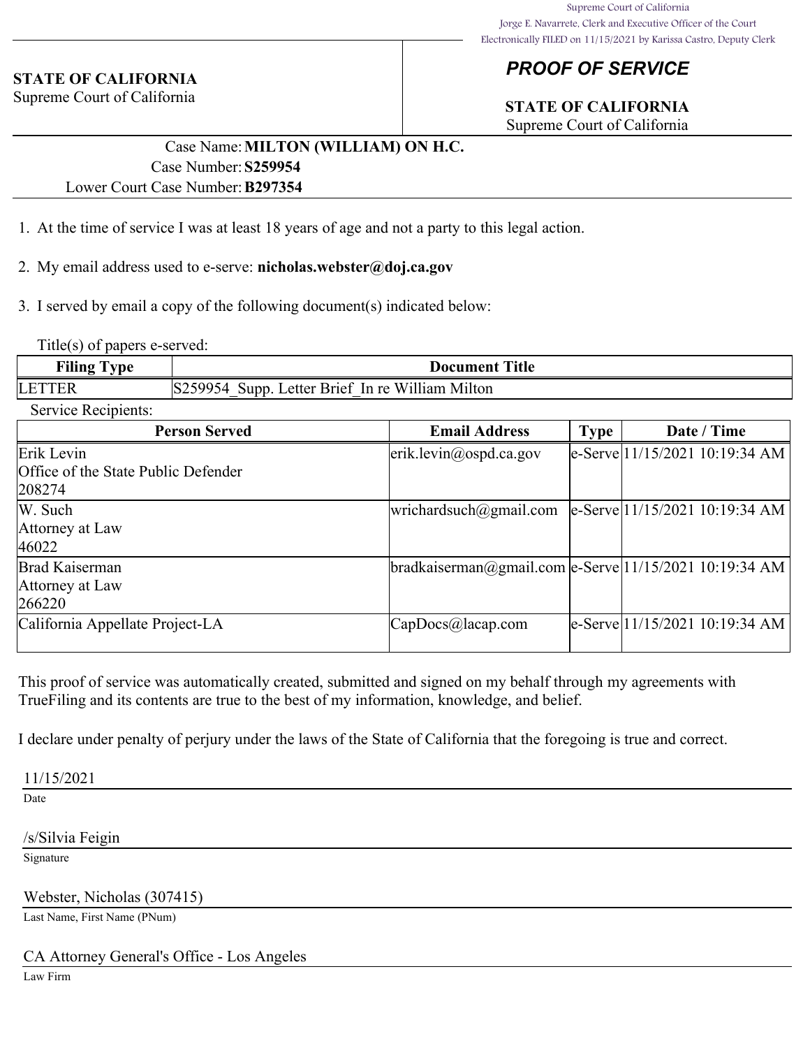Supreme Court of California
Jorge E. Navarrete, Clerk and Executive Officer of the Court
Electronically FILED on 11/15/2021 by Karissa Castro, Deputy Clerk

**STATE OF CALIFORNIA**
Supreme Court of California

## *PROOF OF SERVICE*

**STATE OF CALIFORNIA**
Supreme Court of California

Case Name: **MILTON (WILLIAM) ON H.C.**
Case Number: **S259954**
Lower Court Case Number: **B297354**

1. At the time of service I was at least 18 years of age and not a party to this legal action.

2. My email address used to e-serve: **nicholas.webster@doj.ca.gov**

3. I served by email a copy of the following document(s) indicated below:

Title(s) of papers e-served:

| Filing Type | Document Title |
|---|---|
| LETTER | S259954_Supp. Letter Brief_In re William Milton |

Service Recipients:

| Person Served | Email Address | Type | Date / Time |
|---|---|---|---|
| Erik Levin<br>Office of the State Public Defender<br>208274 | erik.levin@ospd.ca.gov | e-Serve | 11/15/2021 10:19:34 AM |
| W. Such<br>Attorney at Law<br>46022 | wrichardsuch@gmail.com | e-Serve | 11/15/2021 10:19:34 AM |
| Brad Kaiserman<br>Attorney at Law<br>266220 | bradkaiserman@gmail.com | e-Serve | 11/15/2021 10:19:34 AM |
| California Appellate Project-LA | CapDocs@lacap.com | e-Serve | 11/15/2021 10:19:34 AM |

This proof of service was automatically created, submitted and signed on my behalf through my agreements with TrueFiling and its contents are true to the best of my information, knowledge, and belief.

I declare under penalty of perjury under the laws of the State of California that the foregoing is true and correct.

11/15/2021
Date

/s/Silvia Feigin
Signature

Webster, Nicholas (307415)
Last Name, First Name (PNum)

CA Attorney General's Office - Los Angeles
Law Firm